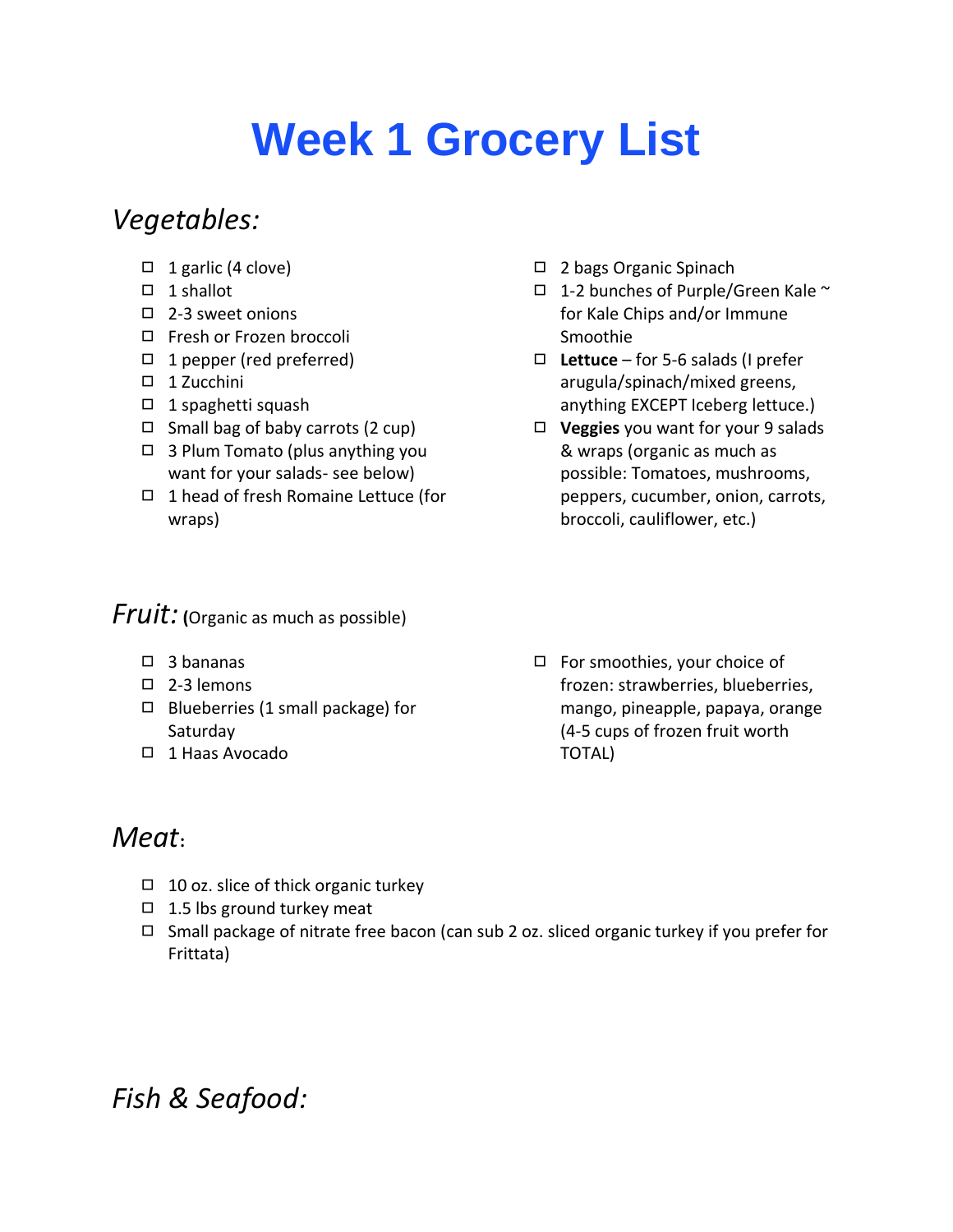# Week 1 Grocery List

## *Vegetables:*

- ☐ 1 garlic (4 clove)
- ☐ 1 shallot
- ☐ 2-3 sweet onions
- ☐ Fresh or Frozen broccoli
- ☐ 1 pepper (red preferred)
- ☐ 1 Zucchini
- ☐ 1 spaghetti squash
- ☐ Small bag of baby carrots (2 cup)
- ☐ 3 Plum Tomato (plus anything you want for your salads- see below)
- ☐ 1 head of fresh Romaine Lettuce (for wraps)
- ☐ 2 bags Organic Spinach
- ☐ 1-2 bunches of Purple/Green Kale ~ for Kale Chips and/or Immune Smoothie
- ☐ **Lettuce** – for 5-6 salads (I prefer arugula/spinach/mixed greens, anything EXCEPT Iceberg lettuce.)
- ☐ **Veggies** you want for your 9 salads & wraps (organic as much as possible: Tomatoes, mushrooms, peppers, cucumber, onion, carrots, broccoli, cauliflower, etc.)

## *Fruit:* (Organic as much as possible)

- ☐ 3 bananas
- ☐ 2-3 lemons
- ☐ Blueberries (1 small package) for Saturday
- ☐ 1 Haas Avocado
- ☐ For smoothies, your choice of frozen: strawberries, blueberries, mango, pineapple, papaya, orange (4-5 cups of frozen fruit worth TOTAL)

## *Meat*:

- ☐ 10 oz. slice of thick organic turkey
- ☐ 1.5 lbs ground turkey meat
- ☐ Small package of nitrate free bacon (can sub 2 oz. sliced organic turkey if you prefer for Frittata)

## *Fish & Seafood:*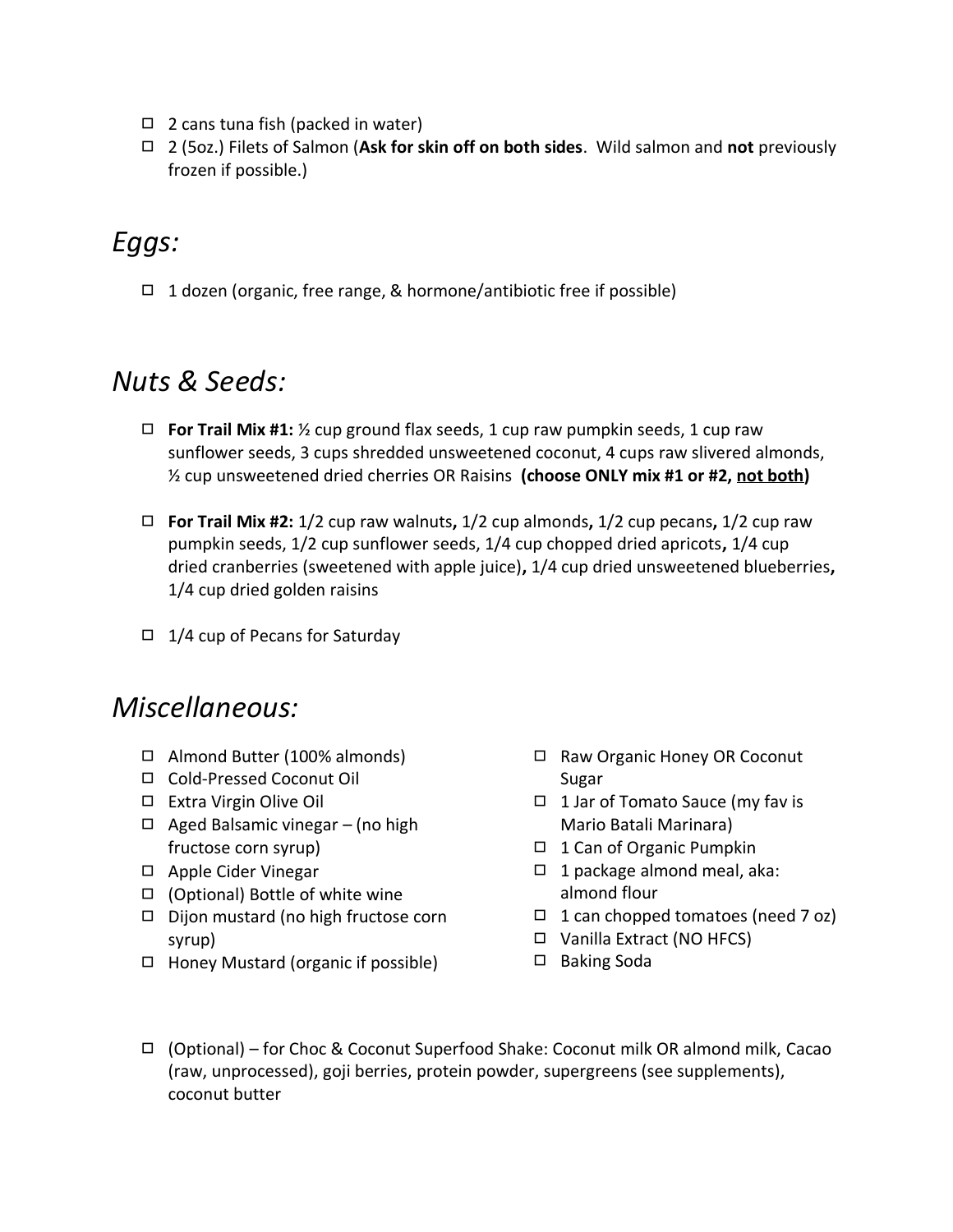- ☐ 2 cans tuna fish (packed in water)
- ☐ 2 (5oz.) Filets of Salmon (**Ask for skin off on both sides**. Wild salmon and **not** previously frozen if possible.)

## *Eggs:*

- ☐ 1 dozen (organic, free range, & hormone/antibiotic free if possible)

## *Nuts & Seeds:*

- ☐ **For Trail Mix #1:** ½ cup ground flax seeds, 1 cup raw pumpkin seeds, 1 cup raw sunflower seeds, 3 cups shredded unsweetened coconut, 4 cups raw slivered almonds, ½ cup unsweetened dried cherries OR Raisins **(choose ONLY mix #1 or #2, <u>not both</u>)**

- ☐ **For Trail Mix #2:** 1/2 cup raw walnuts**,** 1/2 cup almonds**,** 1/2 cup pecans**,** 1/2 cup raw pumpkin seeds, 1/2 cup sunflower seeds, 1/4 cup chopped dried apricots**,** 1/4 cup dried cranberries (sweetened with apple juice)**,** 1/4 cup dried unsweetened blueberries**,** 1/4 cup dried golden raisins

- ☐ 1/4 cup of Pecans for Saturday

## *Miscellaneous:*

- ☐ Almond Butter (100% almonds)
- ☐ Cold-Pressed Coconut Oil
- ☐ Extra Virgin Olive Oil
- ☐ Aged Balsamic vinegar – (no high fructose corn syrup)
- ☐ Apple Cider Vinegar
- ☐ (Optional) Bottle of white wine
- ☐ Dijon mustard (no high fructose corn syrup)
- ☐ Honey Mustard (organic if possible)
- ☐ Raw Organic Honey OR Coconut Sugar
- ☐ 1 Jar of Tomato Sauce (my fav is Mario Batali Marinara)
- ☐ 1 Can of Organic Pumpkin
- ☐ 1 package almond meal, aka: almond flour
- ☐ 1 can chopped tomatoes (need 7 oz)
- ☐ Vanilla Extract (NO HFCS)
- ☐ Baking Soda

- ☐ (Optional) – for Choc & Coconut Superfood Shake: Coconut milk OR almond milk, Cacao (raw, unprocessed), goji berries, protein powder, supergreens (see supplements), coconut butter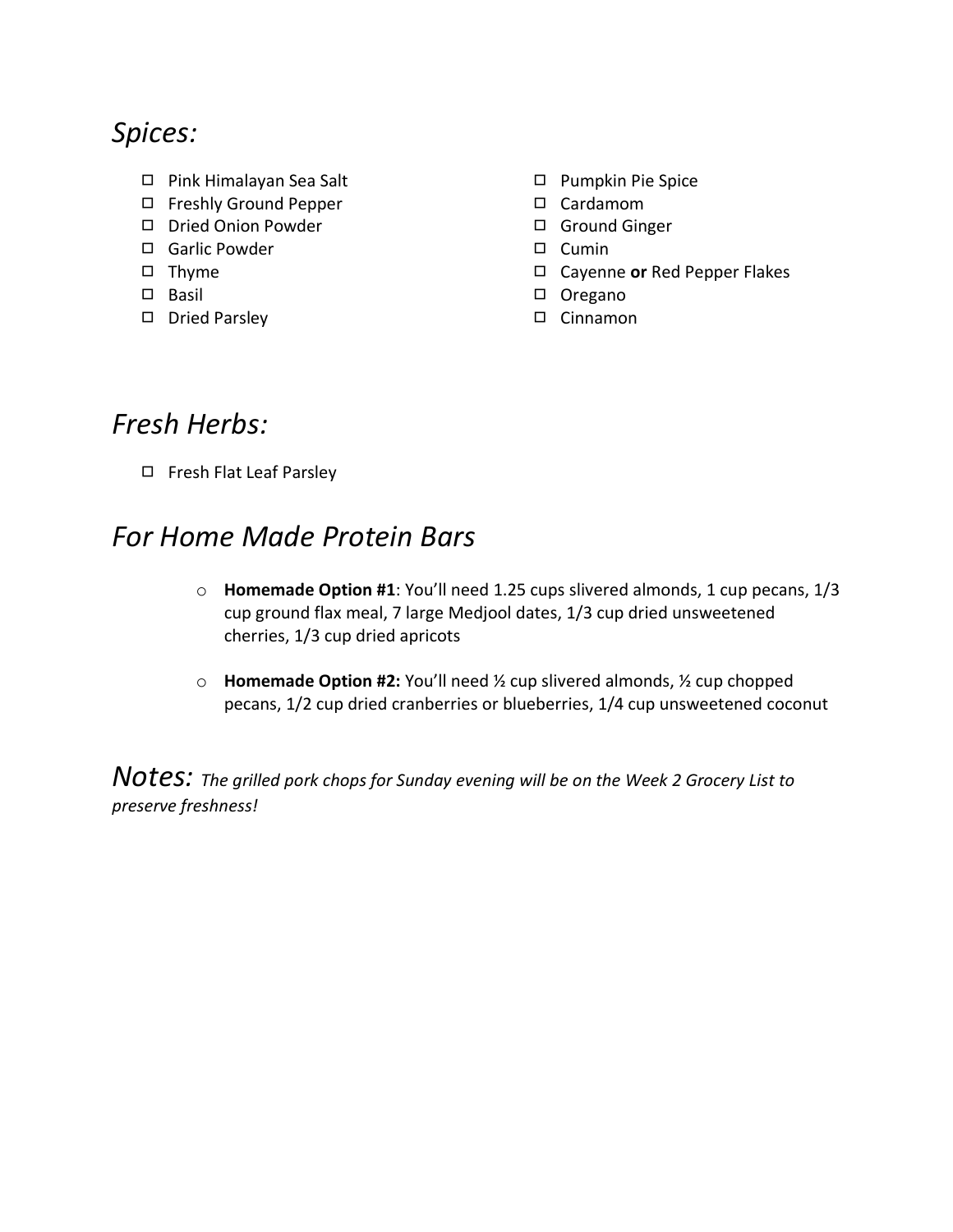## *Spices:*

- ☐ Pink Himalayan Sea Salt
- ☐ Freshly Ground Pepper
- ☐ Dried Onion Powder
- ☐ Garlic Powder
- ☐ Thyme
- ☐ Basil
- ☐ Dried Parsley
- ☐ Pumpkin Pie Spice
- ☐ Cardamom
- ☐ Ground Ginger
- ☐ Cumin
- ☐ Cayenne **or** Red Pepper Flakes
- ☐ Oregano
- ☐ Cinnamon

## *Fresh Herbs:*

- ☐ Fresh Flat Leaf Parsley

## *For Home Made Protein Bars*

- **Homemade Option #1**: You'll need 1.25 cups slivered almonds, 1 cup pecans, 1/3 cup ground flax meal, 7 large Medjool dates, 1/3 cup dried unsweetened cherries, 1/3 cup dried apricots

- **Homemade Option #2:** You'll need ½ cup slivered almonds, ½ cup chopped pecans, 1/2 cup dried cranberries or blueberries, 1/4 cup unsweetened coconut

*Notes: The grilled pork chops for Sunday evening will be on the Week 2 Grocery List to preserve freshness!*